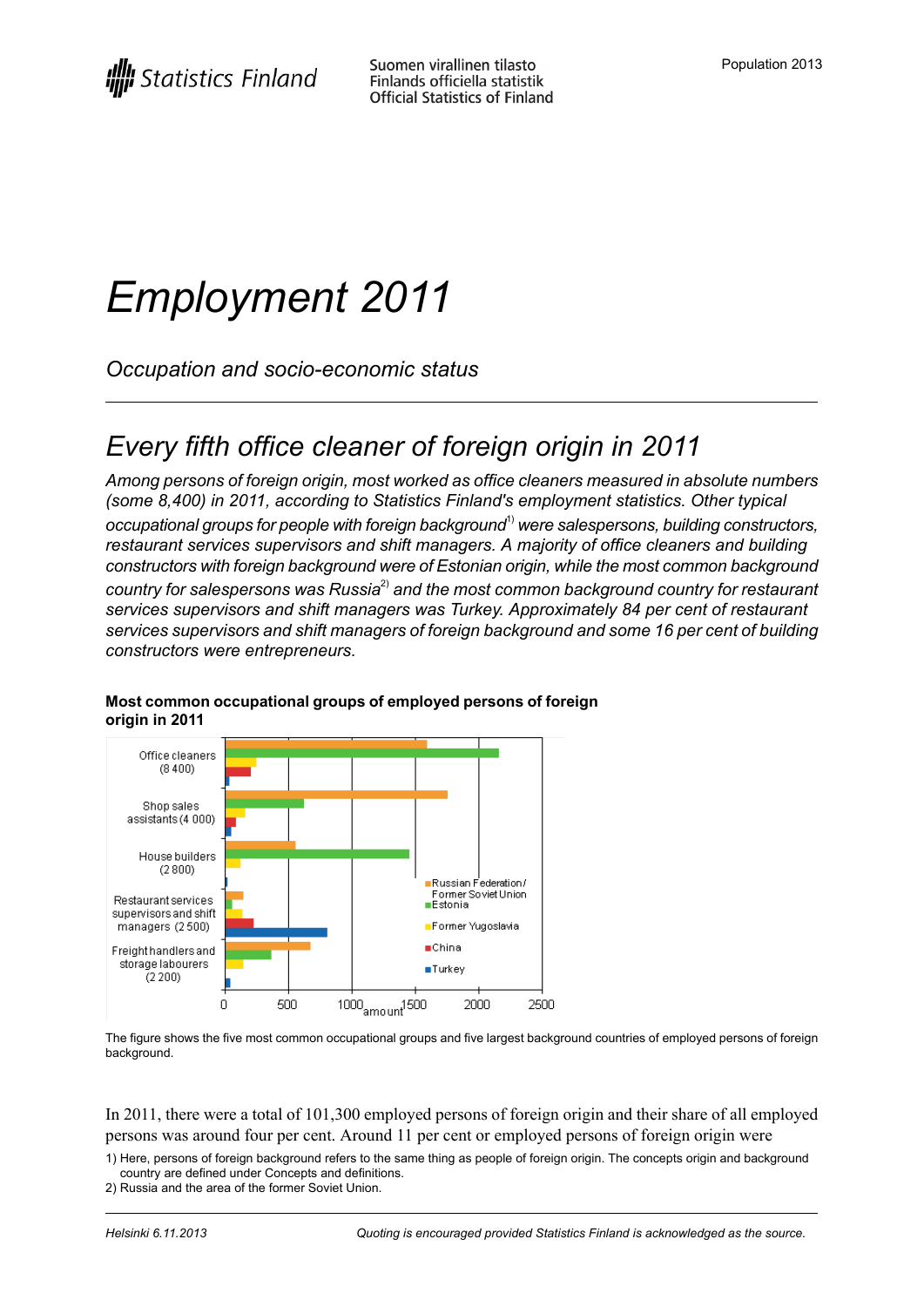Statistics Finland

Suomen virallinen tilasto
Finlands officiella statistik
Official Statistics of Finland

Population 2013

# Employment 2011

*Occupation and socio-economic status*

## Every fifth office cleaner of foreign origin in 2011

*Among persons of foreign origin, most worked as office cleaners measured in absolute numbers (some 8,400) in 2011, according to Statistics Finland's employment statistics. Other typical occupational groups for people with foreign background[1] were salespersons, building constructors, restaurant services supervisors and shift managers. A majority of office cleaners and building constructors with foreign background were of Estonian origin, while the most common background country for salespersons was Russia[2] and the most common background country for restaurant services supervisors and shift managers was Turkey. Approximately 84 per cent of restaurant services supervisors and shift managers of foreign background and some 16 per cent of building constructors were entrepreneurs.*

**Most common occupational groups of employed persons of foreign origin in 2011**

The figure shows the five most common occupational groups and five largest background countries of employed persons of foreign background.

In 2011, there were a total of 101,300 employed persons of foreign origin and their share of all employed persons was around four per cent. Around 11 per cent or employed persons of foreign origin were

1) Here, persons of foreign background refers to the same thing as people of foreign origin. The concepts origin and background country are defined under Concepts and definitions.
2) Russia and the area of the former Soviet Union.

Helsinki 6.11.2013

Quoting is encouraged provided Statistics Finland is acknowledged as the source.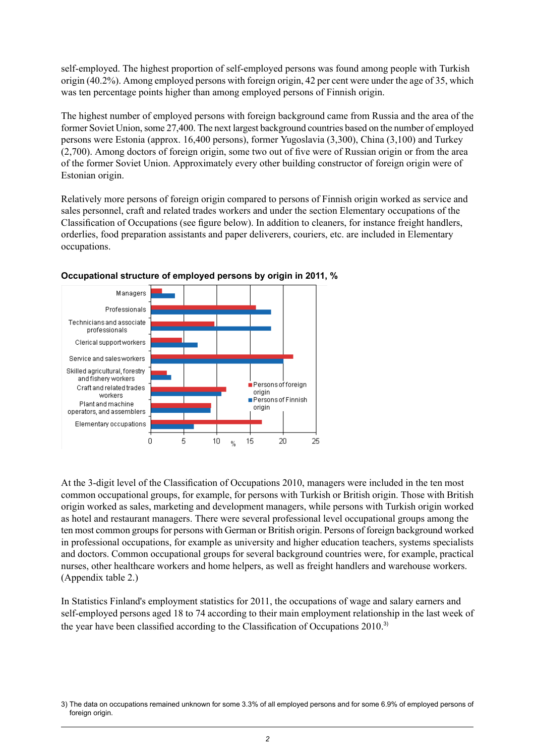self-employed. The highest proportion of self-employed persons was found among people with Turkish origin (40.2%). Among employed persons with foreign origin, 42 per cent were under the age of 35, which was ten percentage points higher than among employed persons of Finnish origin.

The highest number of employed persons with foreign background came from Russia and the area of the former Soviet Union, some 27,400. The next largest background countries based on the number of employed persons were Estonia (approx. 16,400 persons), former Yugoslavia (3,300), China (3,100) and Turkey (2,700). Among doctors of foreign origin, some two out of five were of Russian origin or from the area of the former Soviet Union. Approximately every other building constructor of foreign origin were of Estonian origin.

Relatively more persons of foreign origin compared to persons of Finnish origin worked as service and sales personnel, craft and related trades workers and under the section Elementary occupations of the Classification of Occupations (see figure below). In addition to cleaners, for instance freight handlers, orderlies, food preparation assistants and paper deliverers, couriers, etc. are included in Elementary occupations.

**Occupational structure of employed persons by origin in 2011, %**

At the 3-digit level of the Classification of Occupations 2010, managers were included in the ten most common occupational groups, for example, for persons with Turkish or British origin. Those with British origin worked as sales, marketing and development managers, while persons with Turkish origin worked as hotel and restaurant managers. There were several professional level occupational groups among the ten most common groups for persons with German or British origin. Persons of foreign background worked in professional occupations, for example as university and higher education teachers, systems specialists and doctors. Common occupational groups for several background countries were, for example, practical nurses, other healthcare workers and home helpers, as well as freight handlers and warehouse workers. (Appendix table 2.)

In Statistics Finland's employment statistics for 2011, the occupations of wage and salary earners and self-employed persons aged 18 to 74 according to their main employment relationship in the last week of the year have been classified according to the Classification of Occupations 2010.[3)]

3) The data on occupations remained unknown for some 3.3% of all employed persons and for some 6.9% of employed persons of foreign origin.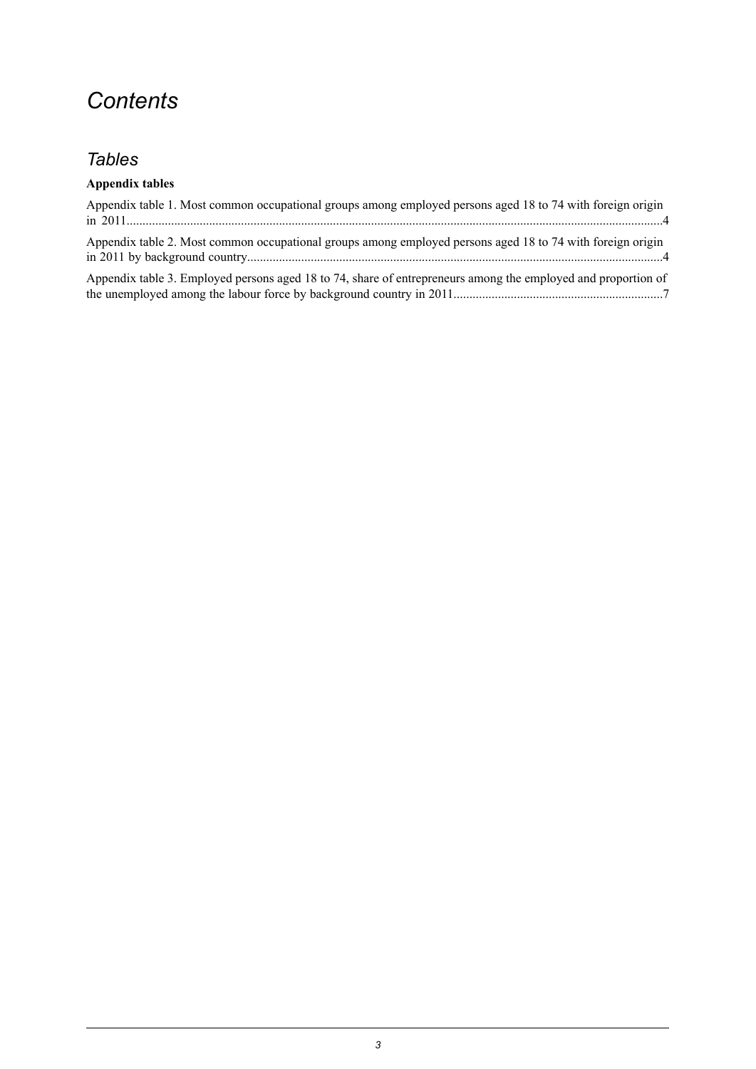# *Contents*

## *Tables*

**Appendix tables**

Appendix table 1. Most common occupational groups among employed persons aged 18 to 74 with foreign origin in 2011.......................................................................................................................................................4

Appendix table 2. Most common occupational groups among employed persons aged 18 to 74 with foreign origin in 2011 by background country..................................................................................................................................4

Appendix table 3. Employed persons aged 18 to 74, share of entrepreneurs among the employed and proportion of the unemployed among the labour force by background country in 2011.................................................................7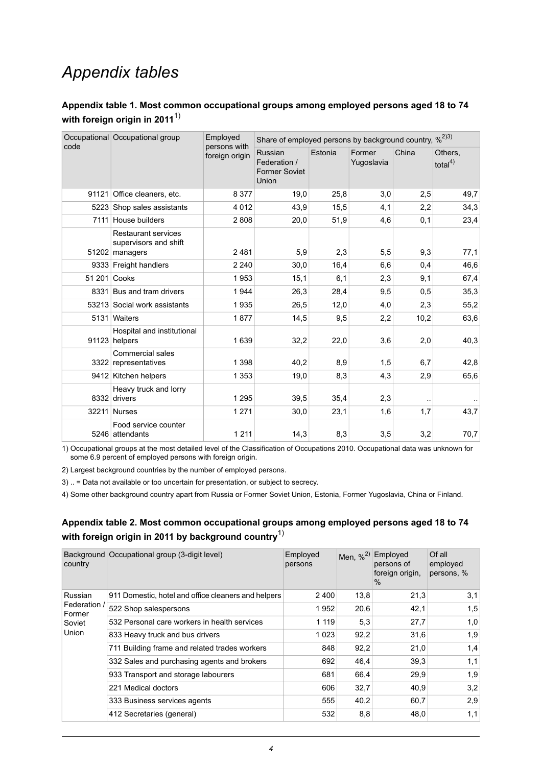# Appendix tables

### Appendix table 1. Most common occupational groups among employed persons aged 18 to 74 with foreign origin in 2011[1)]

| Occupational code | Occupational group | Employed persons with foreign origin | Share of employed persons by background country, %[2)3)] | | | | |
|---|---|---|---|---|---|---|---|
| | | | Russian Federation / Former Soviet Union | Estonia | Former Yugoslavia | China | Others, total[4)] |
| 91121 | Office cleaners, etc. | 8 377 | 19,0 | 25,8 | 3,0 | 2,5 | 49,7 |
| 5223 | Shop sales assistants | 4 012 | 43,9 | 15,5 | 4,1 | 2,2 | 34,3 |
| 7111 | House builders | 2 808 | 20,0 | 51,9 | 4,6 | 0,1 | 23,4 |
| 51202 | Restaurant services supervisors and shift managers | 2 481 | 5,9 | 2,3 | 5,5 | 9,3 | 77,1 |
| 9333 | Freight handlers | 2 240 | 30,0 | 16,4 | 6,6 | 0,4 | 46,6 |
| 51 201 | Cooks | 1 953 | 15,1 | 6,1 | 2,3 | 9,1 | 67,4 |
| 8331 | Bus and tram drivers | 1 944 | 26,3 | 28,4 | 9,5 | 0,5 | 35,3 |
| 53213 | Social work assistants | 1 935 | 26,5 | 12,0 | 4,0 | 2,3 | 55,2 |
| 5131 | Waiters | 1 877 | 14,5 | 9,5 | 2,2 | 10,2 | 63,6 |
| 91123 | Hospital and institutional helpers | 1 639 | 32,2 | 22,0 | 3,6 | 2,0 | 40,3 |
| 3322 | Commercial sales representatives | 1 398 | 40,2 | 8,9 | 1,5 | 6,7 | 42,8 |
| 9412 | Kitchen helpers | 1 353 | 19,0 | 8,3 | 4,3 | 2,9 | 65,6 |
| 8332 | Heavy truck and lorry drivers | 1 295 | 39,5 | 35,4 | 2,3 | .. | .. |
| 32211 | Nurses | 1 271 | 30,0 | 23,1 | 1,6 | 1,7 | 43,7 |
| 5246 | Food service counter attendants | 1 211 | 14,3 | 8,3 | 3,5 | 3,2 | 70,7 |

1) Occupational groups at the most detailed level of the Classification of Occupations 2010. Occupational data was unknown for some 6.9 percent of employed persons with foreign origin.

2) Largest background countries by the number of employed persons.

3) .. = Data not available or too uncertain for presentation, or subject to secrecy.

4) Some other background country apart from Russia or Former Soviet Union, Estonia, Former Yugoslavia, China or Finland.

### Appendix table 2. Most common occupational groups among employed persons aged 18 to 74 with foreign origin in 2011 by background country[1)]

| Background country | Occupational group (3-digit level) | Employed persons | Men, %[2)] | Employed persons of foreign origin, % | Of all employed persons, % |
|---|---|---|---|---|---|
| Russian Federation / Former Soviet Union | 911 Domestic, hotel and office cleaners and helpers | 2 400 | 13,8 | 21,3 | 3,1 |
| | 522 Shop salespersons | 1 952 | 20,6 | 42,1 | 1,5 |
| | 532 Personal care workers in health services | 1 119 | 5,3 | 27,7 | 1,0 |
| | 833 Heavy truck and bus drivers | 1 023 | 92,2 | 31,6 | 1,9 |
| | 711 Building frame and related trades workers | 848 | 92,2 | 21,0 | 1,4 |
| | 332 Sales and purchasing agents and brokers | 692 | 46,4 | 39,3 | 1,1 |
| | 933 Transport and storage labourers | 681 | 66,4 | 29,9 | 1,9 |
| | 221 Medical doctors | 606 | 32,7 | 40,9 | 3,2 |
| | 333 Business services agents | 555 | 40,2 | 60,7 | 2,9 |
| | 412 Secretaries (general) | 532 | 8,8 | 48,0 | 1,1 |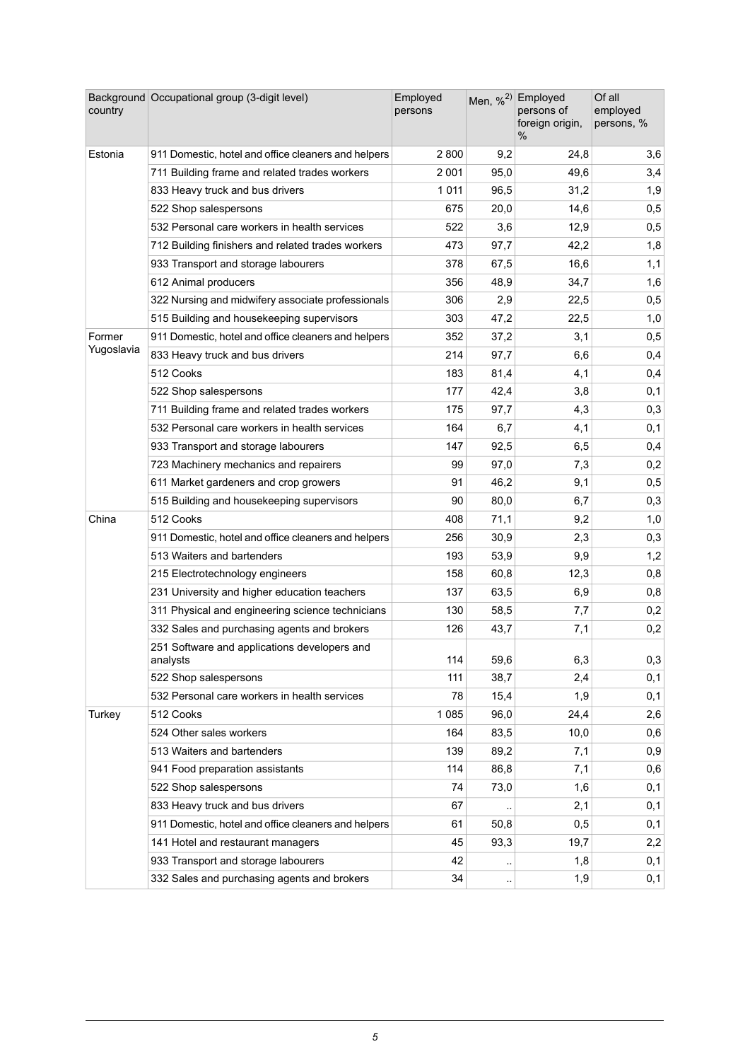| Background country | Occupational group (3-digit level) | Employed persons | Men, %[2)] | Employed persons of foreign origin, % | Of all employed persons, % |
|---|---|---|---|---|---|
| Estonia | 911 Domestic, hotel and office cleaners and helpers | 2 800 | 9,2 | 24,8 | 3,6 |
| | 711 Building frame and related trades workers | 2 001 | 95,0 | 49,6 | 3,4 |
| | 833 Heavy truck and bus drivers | 1 011 | 96,5 | 31,2 | 1,9 |
| | 522 Shop salespersons | 675 | 20,0 | 14,6 | 0,5 |
| | 532 Personal care workers in health services | 522 | 3,6 | 12,9 | 0,5 |
| | 712 Building finishers and related trades workers | 473 | 97,7 | 42,2 | 1,8 |
| | 933 Transport and storage labourers | 378 | 67,5 | 16,6 | 1,1 |
| | 612 Animal producers | 356 | 48,9 | 34,7 | 1,6 |
| | 322 Nursing and midwifery associate professionals | 306 | 2,9 | 22,5 | 0,5 |
| | 515 Building and housekeeping supervisors | 303 | 47,2 | 22,5 | 1,0 |
| Former Yugoslavia | 911 Domestic, hotel and office cleaners and helpers | 352 | 37,2 | 3,1 | 0,5 |
| | 833 Heavy truck and bus drivers | 214 | 97,7 | 6,6 | 0,4 |
| | 512 Cooks | 183 | 81,4 | 4,1 | 0,4 |
| | 522 Shop salespersons | 177 | 42,4 | 3,8 | 0,1 |
| | 711 Building frame and related trades workers | 175 | 97,7 | 4,3 | 0,3 |
| | 532 Personal care workers in health services | 164 | 6,7 | 4,1 | 0,1 |
| | 933 Transport and storage labourers | 147 | 92,5 | 6,5 | 0,4 |
| | 723 Machinery mechanics and repairers | 99 | 97,0 | 7,3 | 0,2 |
| | 611 Market gardeners and crop growers | 91 | 46,2 | 9,1 | 0,5 |
| | 515 Building and housekeeping supervisors | 90 | 80,0 | 6,7 | 0,3 |
| China | 512 Cooks | 408 | 71,1 | 9,2 | 1,0 |
| | 911 Domestic, hotel and office cleaners and helpers | 256 | 30,9 | 2,3 | 0,3 |
| | 513 Waiters and bartenders | 193 | 53,9 | 9,9 | 1,2 |
| | 215 Electrotechnology engineers | 158 | 60,8 | 12,3 | 0,8 |
| | 231 University and higher education teachers | 137 | 63,5 | 6,9 | 0,8 |
| | 311 Physical and engineering science technicians | 130 | 58,5 | 7,7 | 0,2 |
| | 332 Sales and purchasing agents and brokers | 126 | 43,7 | 7,1 | 0,2 |
| | 251 Software and applications developers and analysts | 114 | 59,6 | 6,3 | 0,3 |
| | 522 Shop salespersons | 111 | 38,7 | 2,4 | 0,1 |
| | 532 Personal care workers in health services | 78 | 15,4 | 1,9 | 0,1 |
| Turkey | 512 Cooks | 1 085 | 96,0 | 24,4 | 2,6 |
| | 524 Other sales workers | 164 | 83,5 | 10,0 | 0,6 |
| | 513 Waiters and bartenders | 139 | 89,2 | 7,1 | 0,9 |
| | 941 Food preparation assistants | 114 | 86,8 | 7,1 | 0,6 |
| | 522 Shop salespersons | 74 | 73,0 | 1,6 | 0,1 |
| | 833 Heavy truck and bus drivers | 67 | .. | 2,1 | 0,1 |
| | 911 Domestic, hotel and office cleaners and helpers | 61 | 50,8 | 0,5 | 0,1 |
| | 141 Hotel and restaurant managers | 45 | 93,3 | 19,7 | 2,2 |
| | 933 Transport and storage labourers | 42 | .. | 1,8 | 0,1 |
| | 332 Sales and purchasing agents and brokers | 34 | .. | 1,9 | 0,1 |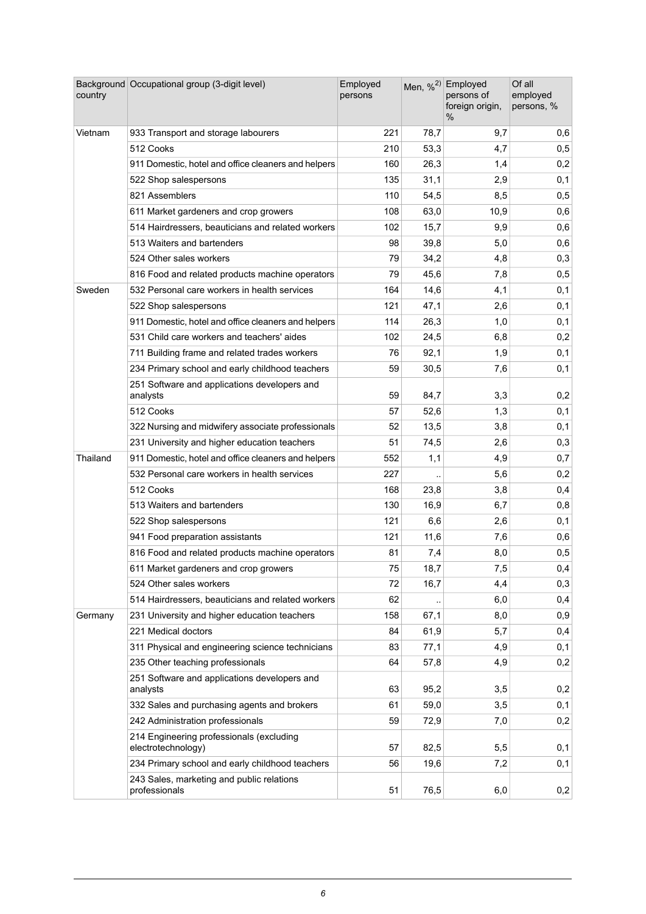| Background country | Occupational group (3-digit level) | Employed persons | Men, %[2)] | Employed persons of foreign origin, % | Of all employed persons, % |
|---|---|---|---|---|---|
| Vietnam | 933 Transport and storage labourers | 221 | 78,7 | 9,7 | 0,6 |
| | 512 Cooks | 210 | 53,3 | 4,7 | 0,5 |
| | 911 Domestic, hotel and office cleaners and helpers | 160 | 26,3 | 1,4 | 0,2 |
| | 522 Shop salespersons | 135 | 31,1 | 2,9 | 0,1 |
| | 821 Assemblers | 110 | 54,5 | 8,5 | 0,5 |
| | 611 Market gardeners and crop growers | 108 | 63,0 | 10,9 | 0,6 |
| | 514 Hairdressers, beauticians and related workers | 102 | 15,7 | 9,9 | 0,6 |
| | 513 Waiters and bartenders | 98 | 39,8 | 5,0 | 0,6 |
| | 524 Other sales workers | 79 | 34,2 | 4,8 | 0,3 |
| | 816 Food and related products machine operators | 79 | 45,6 | 7,8 | 0,5 |
| Sweden | 532 Personal care workers in health services | 164 | 14,6 | 4,1 | 0,1 |
| | 522 Shop salespersons | 121 | 47,1 | 2,6 | 0,1 |
| | 911 Domestic, hotel and office cleaners and helpers | 114 | 26,3 | 1,0 | 0,1 |
| | 531 Child care workers and teachers' aides | 102 | 24,5 | 6,8 | 0,2 |
| | 711 Building frame and related trades workers | 76 | 92,1 | 1,9 | 0,1 |
| | 234 Primary school and early childhood teachers | 59 | 30,5 | 7,6 | 0,1 |
| | 251 Software and applications developers and analysts | 59 | 84,7 | 3,3 | 0,2 |
| | 512 Cooks | 57 | 52,6 | 1,3 | 0,1 |
| | 322 Nursing and midwifery associate professionals | 52 | 13,5 | 3,8 | 0,1 |
| | 231 University and higher education teachers | 51 | 74,5 | 2,6 | 0,3 |
| Thailand | 911 Domestic, hotel and office cleaners and helpers | 552 | 1,1 | 4,9 | 0,7 |
| | 532 Personal care workers in health services | 227 | .. | 5,6 | 0,2 |
| | 512 Cooks | 168 | 23,8 | 3,8 | 0,4 |
| | 513 Waiters and bartenders | 130 | 16,9 | 6,7 | 0,8 |
| | 522 Shop salespersons | 121 | 6,6 | 2,6 | 0,1 |
| | 941 Food preparation assistants | 121 | 11,6 | 7,6 | 0,6 |
| | 816 Food and related products machine operators | 81 | 7,4 | 8,0 | 0,5 |
| | 611 Market gardeners and crop growers | 75 | 18,7 | 7,5 | 0,4 |
| | 524 Other sales workers | 72 | 16,7 | 4,4 | 0,3 |
| | 514 Hairdressers, beauticians and related workers | 62 | .. | 6,0 | 0,4 |
| Germany | 231 University and higher education teachers | 158 | 67,1 | 8,0 | 0,9 |
| | 221 Medical doctors | 84 | 61,9 | 5,7 | 0,4 |
| | 311 Physical and engineering science technicians | 83 | 77,1 | 4,9 | 0,1 |
| | 235 Other teaching professionals | 64 | 57,8 | 4,9 | 0,2 |
| | 251 Software and applications developers and analysts | 63 | 95,2 | 3,5 | 0,2 |
| | 332 Sales and purchasing agents and brokers | 61 | 59,0 | 3,5 | 0,1 |
| | 242 Administration professionals | 59 | 72,9 | 7,0 | 0,2 |
| | 214 Engineering professionals (excluding electrotechnology) | 57 | 82,5 | 5,5 | 0,1 |
| | 234 Primary school and early childhood teachers | 56 | 19,6 | 7,2 | 0,1 |
| | 243 Sales, marketing and public relations professionals | 51 | 76,5 | 6,0 | 0,2 |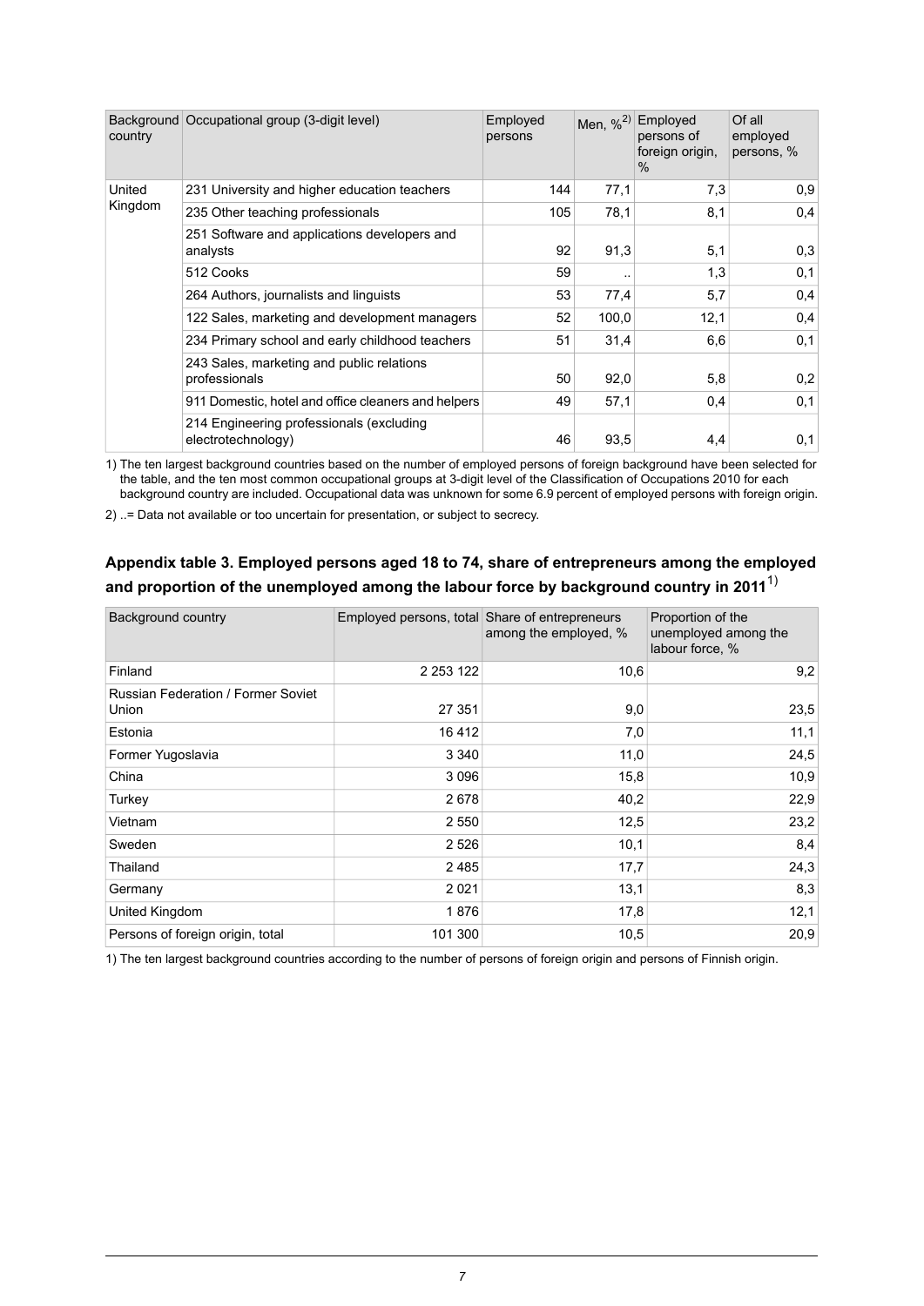| Background country | Occupational group (3-digit level) | Employed persons | Men, %[2] | Employed persons of foreign origin, % | Of all employed persons, % |
|---|---|---|---|---|---|
| United Kingdom | 231 University and higher education teachers | 144 | 77,1 | 7,3 | 0,9 |
| | 235 Other teaching professionals | 105 | 78,1 | 8,1 | 0,4 |
| | 251 Software and applications developers and analysts | 92 | 91,3 | 5,1 | 0,3 |
| | 512 Cooks | 59 | .. | 1,3 | 0,1 |
| | 264 Authors, journalists and linguists | 53 | 77,4 | 5,7 | 0,4 |
| | 122 Sales, marketing and development managers | 52 | 100,0 | 12,1 | 0,4 |
| | 234 Primary school and early childhood teachers | 51 | 31,4 | 6,6 | 0,1 |
| | 243 Sales, marketing and public relations professionals | 50 | 92,0 | 5,8 | 0,2 |
| | 911 Domestic, hotel and office cleaners and helpers | 49 | 57,1 | 0,4 | 0,1 |
| | 214 Engineering professionals (excluding electrotechnology) | 46 | 93,5 | 4,4 | 0,1 |

1) The ten largest background countries based on the number of employed persons of foreign background have been selected for the table, and the ten most common occupational groups at 3-digit level of the Classification of Occupations 2010 for each background country are included. Occupational data was unknown for some 6.9 percent of employed persons with foreign origin.

2) ..= Data not available or too uncertain for presentation, or subject to secrecy.

### Appendix table 3. Employed persons aged 18 to 74, share of entrepreneurs among the employed and proportion of the unemployed among the labour force by background country in 2011[1]

| Background country | Employed persons, total | Share of entrepreneurs among the employed, % | Proportion of the unemployed among the labour force, % |
|---|---|---|---|
| Finland | 2 253 122 | 10,6 | 9,2 |
| Russian Federation / Former Soviet Union | 27 351 | 9,0 | 23,5 |
| Estonia | 16 412 | 7,0 | 11,1 |
| Former Yugoslavia | 3 340 | 11,0 | 24,5 |
| China | 3 096 | 15,8 | 10,9 |
| Turkey | 2 678 | 40,2 | 22,9 |
| Vietnam | 2 550 | 12,5 | 23,2 |
| Sweden | 2 526 | 10,1 | 8,4 |
| Thailand | 2 485 | 17,7 | 24,3 |
| Germany | 2 021 | 13,1 | 8,3 |
| United Kingdom | 1 876 | 17,8 | 12,1 |
| Persons of foreign origin, total | 101 300 | 10,5 | 20,9 |

1) The ten largest background countries according to the number of persons of foreign origin and persons of Finnish origin.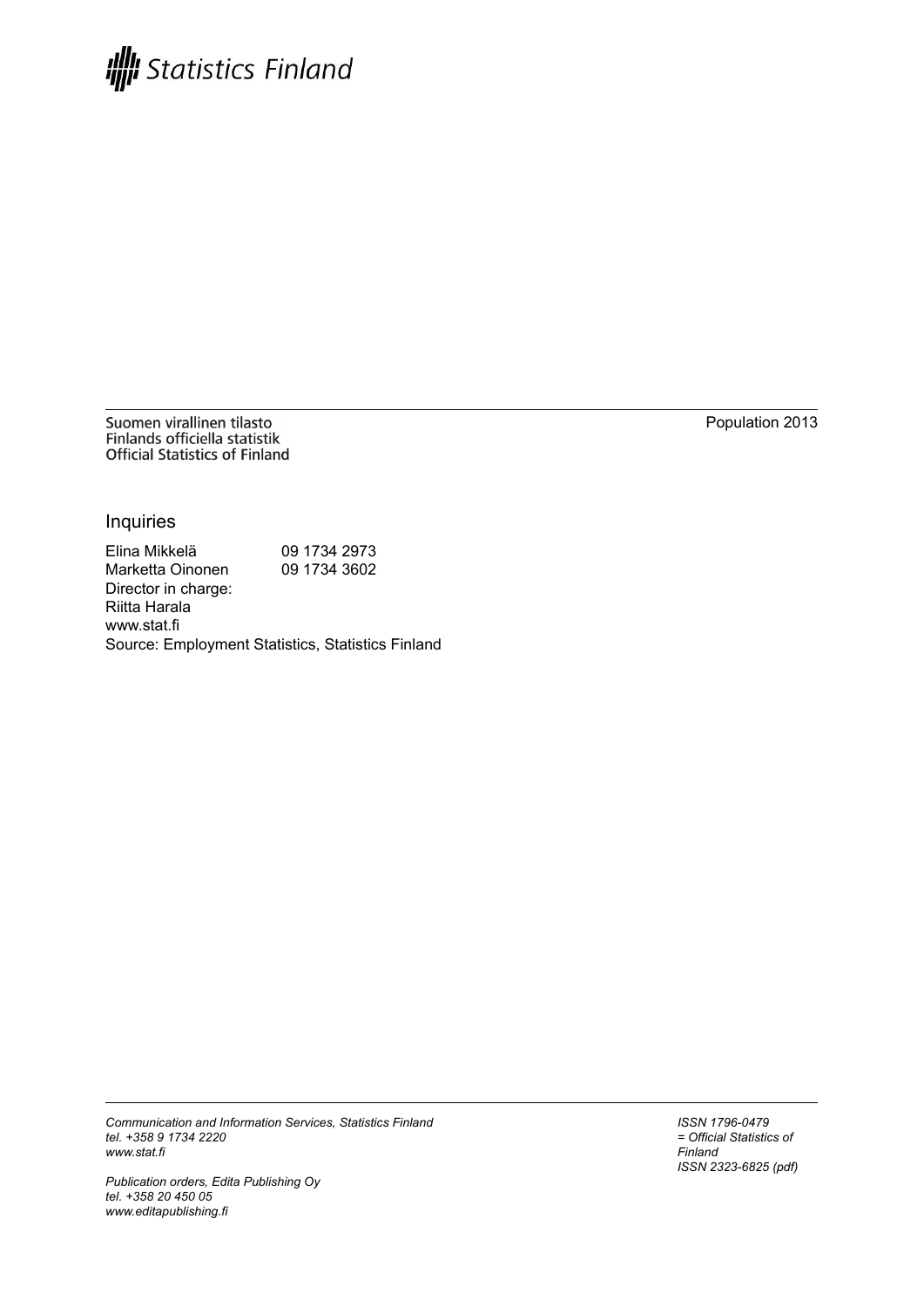Statistics Finland

Suomen virallinen tilasto
Finlands officiella statistik
Official Statistics of Finland

Population 2013

## Inquiries

| | |
|---|---|
| Elina Mikkelä | 09 1734 2973 |
| Marketta Oinonen | 09 1734 3602 |

Director in charge:
Riitta Harala
www.stat.fi
Source: Employment Statistics, Statistics Finland

*Communication and Information Services, Statistics Finland*
*tel. +358 9 1734 2220*
*www.stat.fi*

*Publication orders, Edita Publishing Oy*
*tel. +358 20 450 05*
*www.editapublishing.fi*

*ISSN 1796-0479*
*= Official Statistics of Finland*
*ISSN 2323-6825 (pdf)*